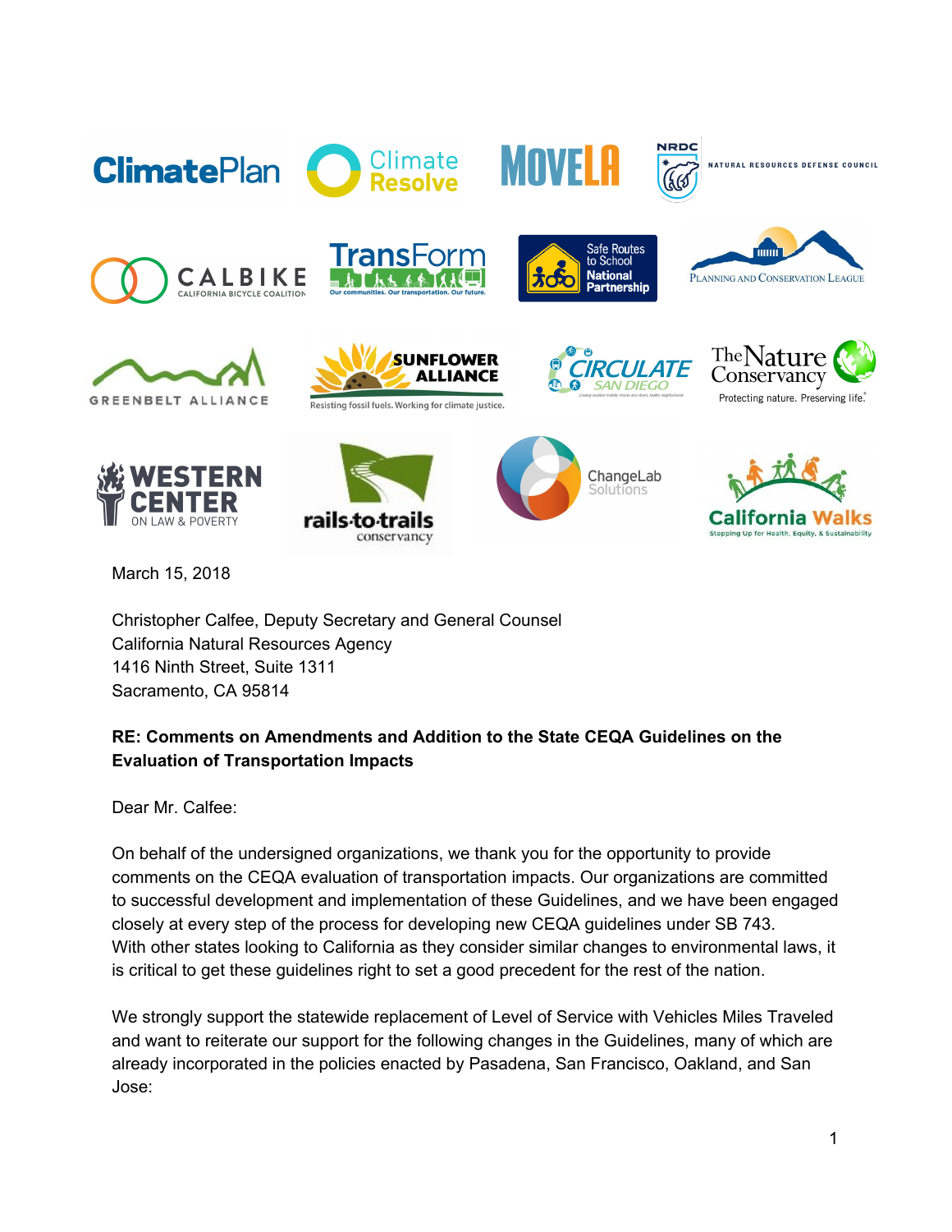March 15, 2018

Christopher Calfee, Deputy Secretary and General Counsel
California Natural Resources Agency
1416 Ninth Street, Suite 1311
Sacramento, CA 95814

**RE: Comments on Amendments and Addition to the State CEQA Guidelines on the Evaluation of Transportation Impacts**

Dear Mr. Calfee:

On behalf of the undersigned organizations, we thank you for the opportunity to provide comments on the CEQA evaluation of transportation impacts. Our organizations are committed to successful development and implementation of these Guidelines, and we have been engaged closely at every step of the process for developing new CEQA guidelines under SB 743. With other states looking to California as they consider similar changes to environmental laws, it is critical to get these guidelines right to set a good precedent for the rest of the nation.

We strongly support the statewide replacement of Level of Service with Vehicles Miles Traveled and want to reiterate our support for the following changes in the Guidelines, many of which are already incorporated in the policies enacted by Pasadena, San Francisco, Oakland, and San Jose: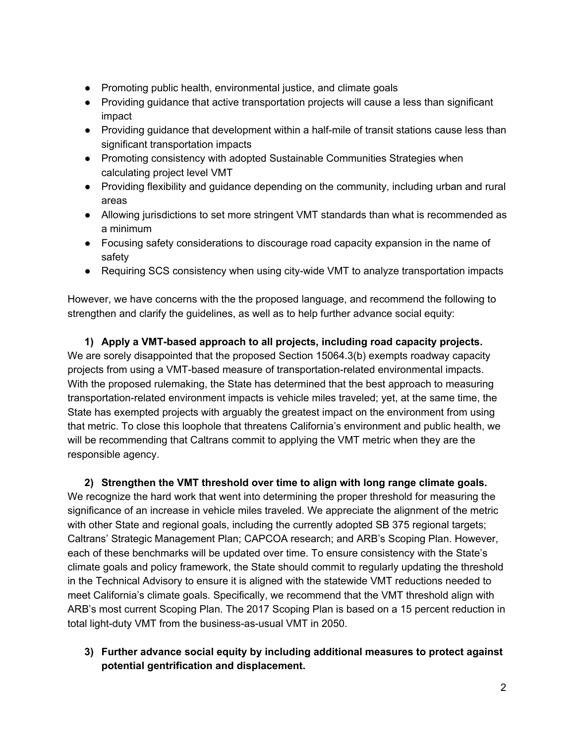- Promoting public health, environmental justice, and climate goals
- Providing guidance that active transportation projects will cause a less than significant impact
- Providing guidance that development within a half-mile of transit stations cause less than significant transportation impacts
- Promoting consistency with adopted Sustainable Communities Strategies when calculating project level VMT
- Providing flexibility and guidance depending on the community, including urban and rural areas
- Allowing jurisdictions to set more stringent VMT standards than what is recommended as a minimum
- Focusing safety considerations to discourage road capacity expansion in the name of safety
- Requiring SCS consistency when using city-wide VMT to analyze transportation impacts

However, we have concerns with the the proposed language, and recommend the following to strengthen and clarify the guidelines, as well as to help further advance social equity:

**1) Apply a VMT-based approach to all projects, including road capacity projects.**
We are sorely disappointed that the proposed Section 15064.3(b) exempts roadway capacity projects from using a VMT-based measure of transportation-related environmental impacts. With the proposed rulemaking, the State has determined that the best approach to measuring transportation-related environment impacts is vehicle miles traveled; yet, at the same time, the State has exempted projects with arguably the greatest impact on the environment from using that metric. To close this loophole that threatens California's environment and public health, we will be recommending that Caltrans commit to applying the VMT metric when they are the responsible agency.

**2) Strengthen the VMT threshold over time to align with long range climate goals.**
We recognize the hard work that went into determining the proper threshold for measuring the significance of an increase in vehicle miles traveled. We appreciate the alignment of the metric with other State and regional goals, including the currently adopted SB 375 regional targets; Caltrans' Strategic Management Plan; CAPCOA research; and ARB's Scoping Plan. However, each of these benchmarks will be updated over time. To ensure consistency with the State's climate goals and policy framework, the State should commit to regularly updating the threshold in the Technical Advisory to ensure it is aligned with the statewide VMT reductions needed to meet California's climate goals. Specifically, we recommend that the VMT threshold align with ARB's most current Scoping Plan. The 2017 Scoping Plan is based on a 15 percent reduction in total light-duty VMT from the business-as-usual VMT in 2050.

**3) Further advance social equity by including additional measures to protect against potential gentrification and displacement.**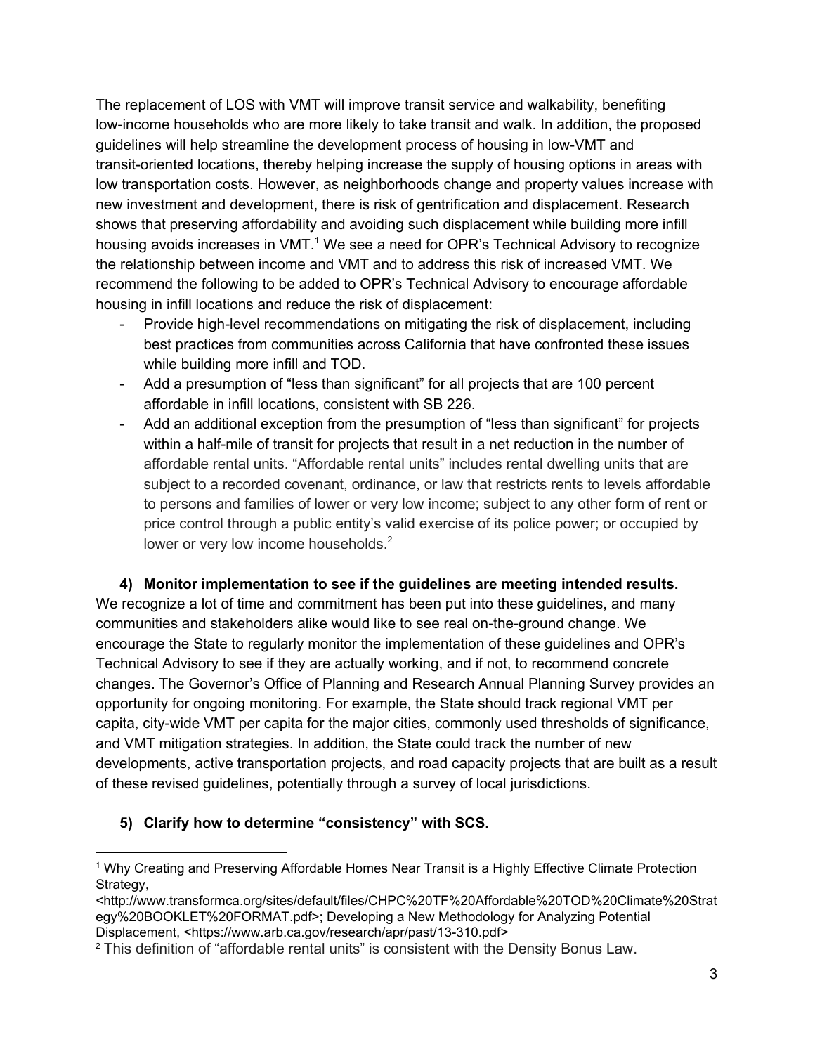The replacement of LOS with VMT will improve transit service and walkability, benefiting low-income households who are more likely to take transit and walk. In addition, the proposed guidelines will help streamline the development process of housing in low-VMT and transit-oriented locations, thereby helping increase the supply of housing options in areas with low transportation costs. However, as neighborhoods change and property values increase with new investment and development, there is risk of gentrification and displacement. Research shows that preserving affordability and avoiding such displacement while building more infill housing avoids increases in VMT.[1] We see a need for OPR's Technical Advisory to recognize the relationship between income and VMT and to address this risk of increased VMT. We recommend the following to be added to OPR's Technical Advisory to encourage affordable housing in infill locations and reduce the risk of displacement:

- Provide high-level recommendations on mitigating the risk of displacement, including best practices from communities across California that have confronted these issues while building more infill and TOD.
- Add a presumption of "less than significant" for all projects that are 100 percent affordable in infill locations, consistent with SB 226.
- Add an additional exception from the presumption of "less than significant" for projects within a half-mile of transit for projects that result in a net reduction in the number of affordable rental units. "Affordable rental units" includes rental dwelling units that are subject to a recorded covenant, ordinance, or law that restricts rents to levels affordable to persons and families of lower or very low income; subject to any other form of rent or price control through a public entity's valid exercise of its police power; or occupied by lower or very low income households.[2]

**4) Monitor implementation to see if the guidelines are meeting intended results.**

We recognize a lot of time and commitment has been put into these guidelines, and many communities and stakeholders alike would like to see real on-the-ground change. We encourage the State to regularly monitor the implementation of these guidelines and OPR's Technical Advisory to see if they are actually working, and if not, to recommend concrete changes. The Governor's Office of Planning and Research Annual Planning Survey provides an opportunity for ongoing monitoring. For example, the State should track regional VMT per capita, city-wide VMT per capita for the major cities, commonly used thresholds of significance, and VMT mitigation strategies. In addition, the State could track the number of new developments, active transportation projects, and road capacity projects that are built as a result of these revised guidelines, potentially through a survey of local jurisdictions.

**5) Clarify how to determine "consistency" with SCS.**

---

[1] Why Creating and Preserving Affordable Homes Near Transit is a Highly Effective Climate Protection Strategy, <http://www.transformca.org/sites/default/files/CHPC%20TF%20Affordable%20TOD%20Climate%20Strategy%20BOOKLET%20FORMAT.pdf>; Developing a New Methodology for Analyzing Potential Displacement, <https://www.arb.ca.gov/research/apr/past/13-310.pdf>

[2] This definition of "affordable rental units" is consistent with the Density Bonus Law.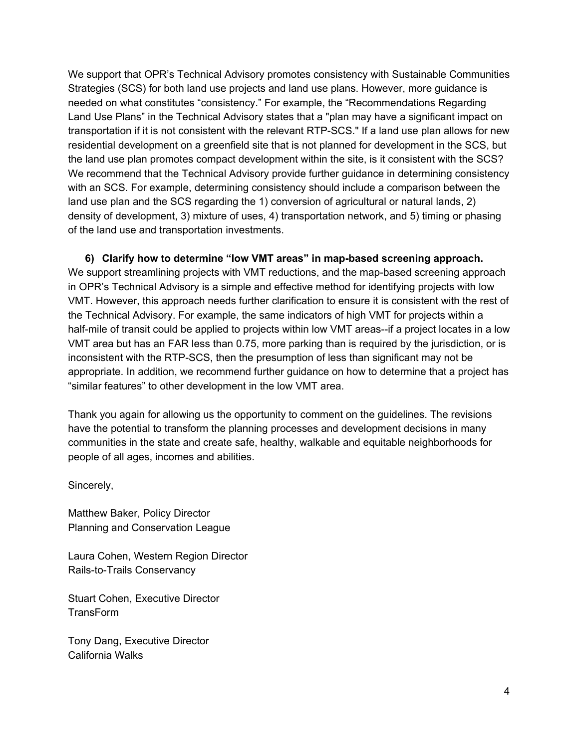We support that OPR's Technical Advisory promotes consistency with Sustainable Communities Strategies (SCS) for both land use projects and land use plans. However, more guidance is needed on what constitutes "consistency." For example, the "Recommendations Regarding Land Use Plans" in the Technical Advisory states that a "plan may have a significant impact on transportation if it is not consistent with the relevant RTP-SCS." If a land use plan allows for new residential development on a greenfield site that is not planned for development in the SCS, but the land use plan promotes compact development within the site, is it consistent with the SCS? We recommend that the Technical Advisory provide further guidance in determining consistency with an SCS. For example, determining consistency should include a comparison between the land use plan and the SCS regarding the 1) conversion of agricultural or natural lands, 2) density of development, 3) mixture of uses, 4) transportation network, and 5) timing or phasing of the land use and transportation investments.

**6) Clarify how to determine "low VMT areas" in map-based screening approach.**

We support streamlining projects with VMT reductions, and the map-based screening approach in OPR's Technical Advisory is a simple and effective method for identifying projects with low VMT. However, this approach needs further clarification to ensure it is consistent with the rest of the Technical Advisory. For example, the same indicators of high VMT for projects within a half-mile of transit could be applied to projects within low VMT areas--if a project locates in a low VMT area but has an FAR less than 0.75, more parking than is required by the jurisdiction, or is inconsistent with the RTP-SCS, then the presumption of less than significant may not be appropriate. In addition, we recommend further guidance on how to determine that a project has "similar features" to other development in the low VMT area.

Thank you again for allowing us the opportunity to comment on the guidelines. The revisions have the potential to transform the planning processes and development decisions in many communities in the state and create safe, healthy, walkable and equitable neighborhoods for people of all ages, incomes and abilities.

Sincerely,

Matthew Baker, Policy Director
Planning and Conservation League

Laura Cohen, Western Region Director
Rails-to-Trails Conservancy

Stuart Cohen, Executive Director
TransForm

Tony Dang, Executive Director
California Walks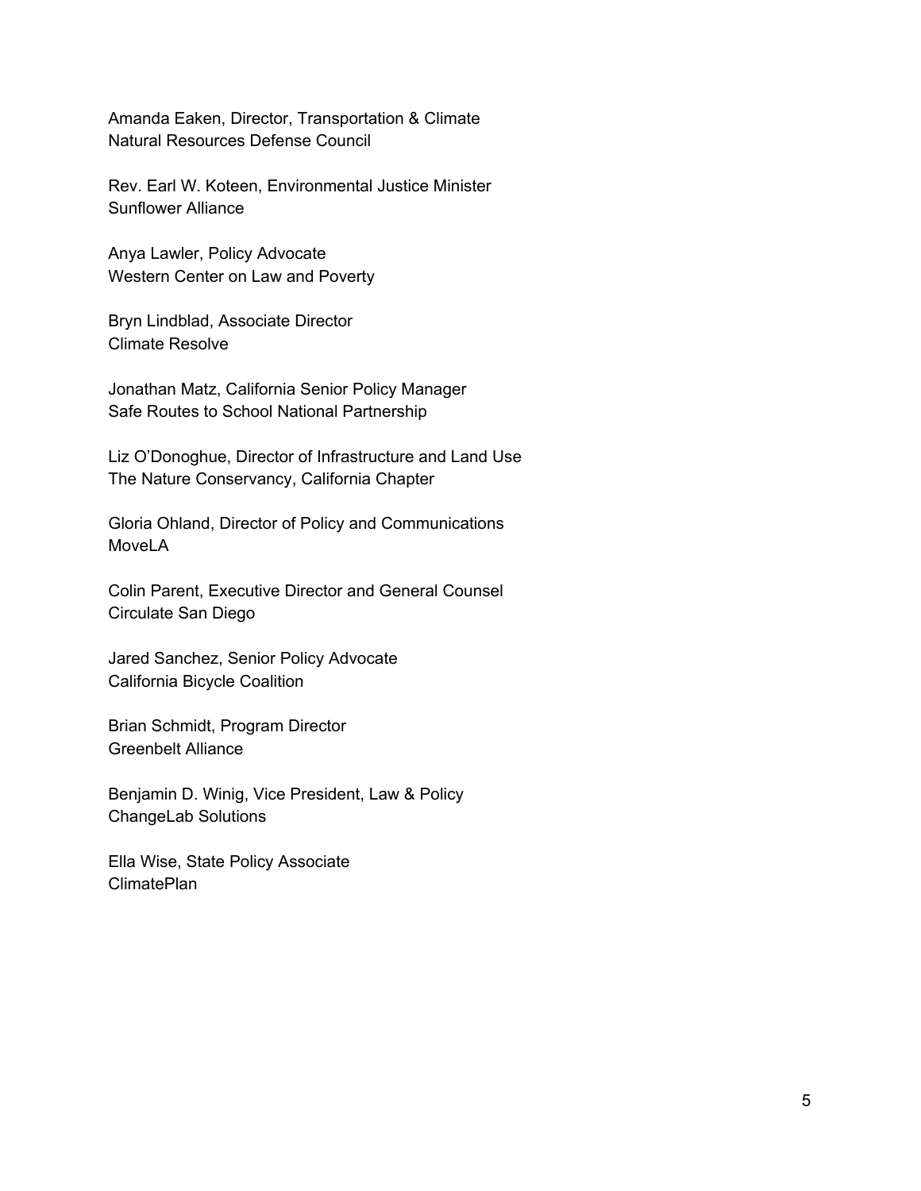Amanda Eaken, Director, Transportation & Climate
Natural Resources Defense Council

Rev. Earl W. Koteen, Environmental Justice Minister
Sunflower Alliance

Anya Lawler, Policy Advocate
Western Center on Law and Poverty

Bryn Lindblad, Associate Director
Climate Resolve

Jonathan Matz, California Senior Policy Manager
Safe Routes to School National Partnership

Liz O'Donoghue, Director of Infrastructure and Land Use
The Nature Conservancy, California Chapter

Gloria Ohland, Director of Policy and Communications
MoveLA

Colin Parent, Executive Director and General Counsel
Circulate San Diego

Jared Sanchez, Senior Policy Advocate
California Bicycle Coalition

Brian Schmidt, Program Director
Greenbelt Alliance

Benjamin D. Winig, Vice President, Law & Policy
ChangeLab Solutions

Ella Wise, State Policy Associate
ClimatePlan